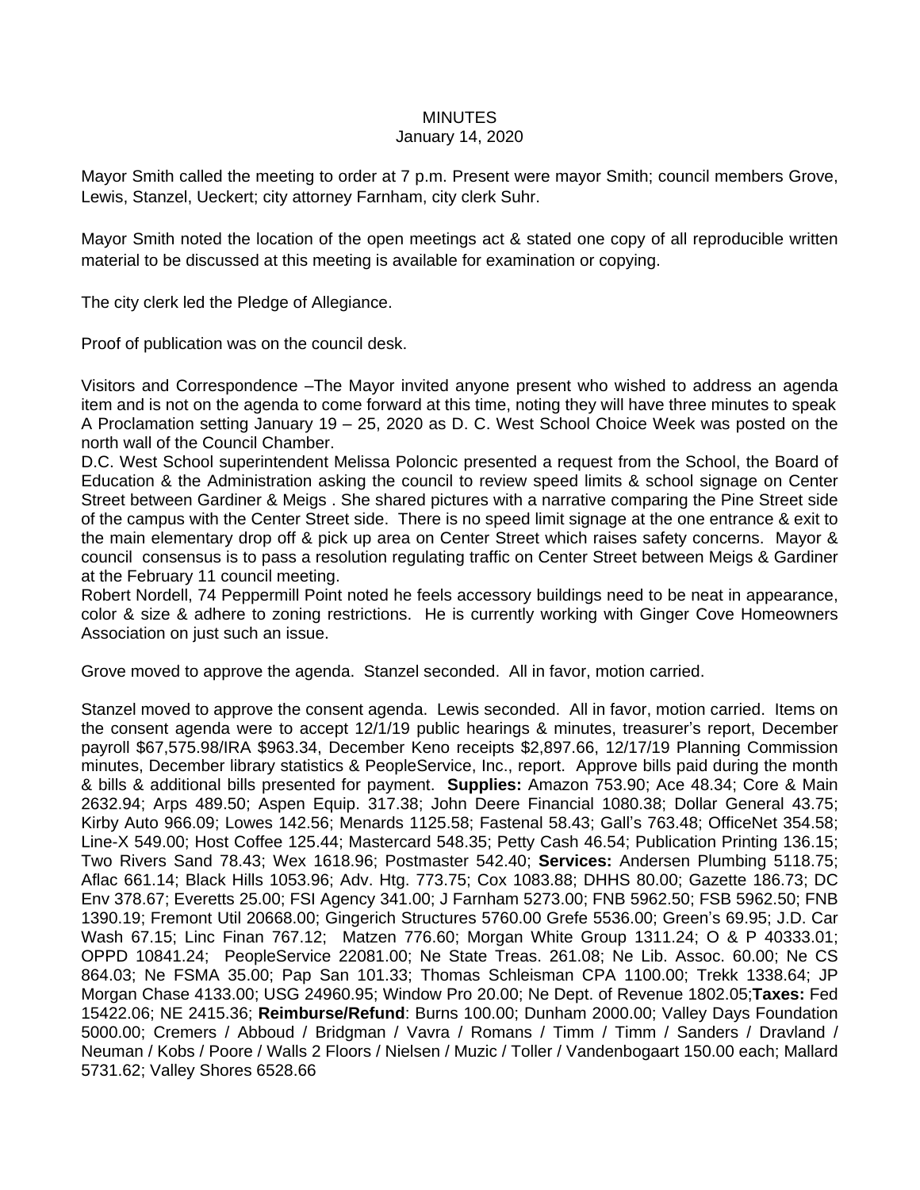# MINUTES
January 14, 2020

Mayor Smith called the meeting to order at 7 p.m. Present were mayor Smith; council members Grove, Lewis, Stanzel, Ueckert; city attorney Farnham, city clerk Suhr.

Mayor Smith noted the location of the open meetings act & stated one copy of all reproducible written material to be discussed at this meeting is available for examination or copying.

The city clerk led the Pledge of Allegiance.

Proof of publication was on the council desk.

Visitors and Correspondence –The Mayor invited anyone present who wished to address an agenda item and is not on the agenda to come forward at this time, noting they will have three minutes to speak A Proclamation setting January 19 – 25, 2020 as D. C. West School Choice Week was posted on the north wall of the Council Chamber.
D.C. West School superintendent Melissa Poloncic presented a request from the School, the Board of Education & the Administration asking the council to review speed limits & school signage on Center Street between Gardiner & Meigs . She shared pictures with a narrative comparing the Pine Street side of the campus with the Center Street side. There is no speed limit signage at the one entrance & exit to the main elementary drop off & pick up area on Center Street which raises safety concerns. Mayor & council consensus is to pass a resolution regulating traffic on Center Street between Meigs & Gardiner at the February 11 council meeting.
Robert Nordell, 74 Peppermill Point noted he feels accessory buildings need to be neat in appearance, color & size & adhere to zoning restrictions. He is currently working with Ginger Cove Homeowners Association on just such an issue.

Grove moved to approve the agenda. Stanzel seconded. All in favor, motion carried.

Stanzel moved to approve the consent agenda. Lewis seconded. All in favor, motion carried. Items on the consent agenda were to accept 12/1/19 public hearings & minutes, treasurer's report, December payroll $67,575.98/IRA $963.34, December Keno receipts $2,897.66, 12/17/19 Planning Commission minutes, December library statistics & PeopleService, Inc., report. Approve bills paid during the month & bills & additional bills presented for payment. **Supplies:** Amazon 753.90; Ace 48.34; Core & Main 2632.94; Arps 489.50; Aspen Equip. 317.38; John Deere Financial 1080.38; Dollar General 43.75; Kirby Auto 966.09; Lowes 142.56; Menards 1125.58; Fastenal 58.43; Gall's 763.48; OfficeNet 354.58; Line-X 549.00; Host Coffee 125.44; Mastercard 548.35; Petty Cash 46.54; Publication Printing 136.15; Two Rivers Sand 78.43; Wex 1618.96; Postmaster 542.40; **Services:** Andersen Plumbing 5118.75; Aflac 661.14; Black Hills 1053.96; Adv. Htg. 773.75; Cox 1083.88; DHHS 80.00; Gazette 186.73; DC Env 378.67; Everetts 25.00; FSI Agency 341.00; J Farnham 5273.00; FNB 5962.50; FSB 5962.50; FNB 1390.19; Fremont Util 20668.00; Gingerich Structures 5760.00 Grefe 5536.00; Green's 69.95; J.D. Car Wash 67.15; Linc Finan 767.12; Matzen 776.60; Morgan White Group 1311.24; O & P 40333.01; OPPD 10841.24; PeopleService 22081.00; Ne State Treas. 261.08; Ne Lib. Assoc. 60.00; Ne CS 864.03; Ne FSMA 35.00; Pap San 101.33; Thomas Schleisman CPA 1100.00; Trekk 1338.64; JP Morgan Chase 4133.00; USG 24960.95; Window Pro 20.00; Ne Dept. of Revenue 1802.05;**Taxes:** Fed 15422.06; NE 2415.36; **Reimburse/Refund**: Burns 100.00; Dunham 2000.00; Valley Days Foundation 5000.00; Cremers / Abboud / Bridgman / Vavra / Romans / Timm / Timm / Sanders / Dravland / Neuman / Kobs / Poore / Walls 2 Floors / Nielsen / Muzic / Toller / Vandenbogaart 150.00 each; Mallard 5731.62; Valley Shores 6528.66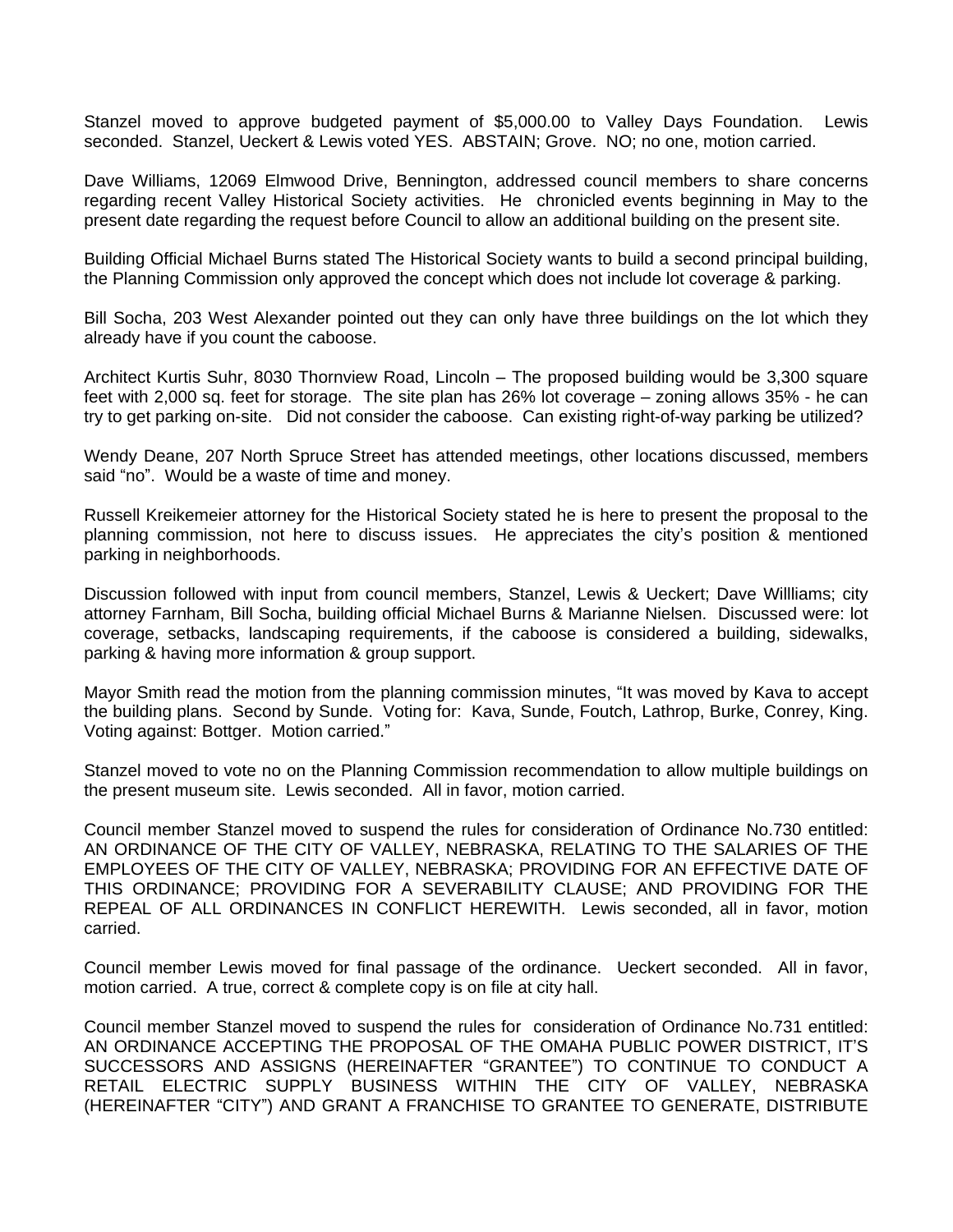Stanzel moved to approve budgeted payment of $5,000.00 to Valley Days Foundation. Lewis seconded. Stanzel, Ueckert & Lewis voted YES. ABSTAIN; Grove. NO; no one, motion carried.

Dave Williams, 12069 Elmwood Drive, Bennington, addressed council members to share concerns regarding recent Valley Historical Society activities. He chronicled events beginning in May to the present date regarding the request before Council to allow an additional building on the present site.

Building Official Michael Burns stated The Historical Society wants to build a second principal building, the Planning Commission only approved the concept which does not include lot coverage & parking.

Bill Socha, 203 West Alexander pointed out they can only have three buildings on the lot which they already have if you count the caboose.

Architect Kurtis Suhr, 8030 Thornview Road, Lincoln – The proposed building would be 3,300 square feet with 2,000 sq. feet for storage. The site plan has 26% lot coverage – zoning allows 35% - he can try to get parking on-site. Did not consider the caboose. Can existing right-of-way parking be utilized?

Wendy Deane, 207 North Spruce Street has attended meetings, other locations discussed, members said "no". Would be a waste of time and money.

Russell Kreikemeier attorney for the Historical Society stated he is here to present the proposal to the planning commission, not here to discuss issues. He appreciates the city's position & mentioned parking in neighborhoods.

Discussion followed with input from council members, Stanzel, Lewis & Ueckert; Dave Willliams; city attorney Farnham, Bill Socha, building official Michael Burns & Marianne Nielsen. Discussed were: lot coverage, setbacks, landscaping requirements, if the caboose is considered a building, sidewalks, parking & having more information & group support.

Mayor Smith read the motion from the planning commission minutes, "It was moved by Kava to accept the building plans. Second by Sunde. Voting for: Kava, Sunde, Foutch, Lathrop, Burke, Conrey, King. Voting against: Bottger. Motion carried."

Stanzel moved to vote no on the Planning Commission recommendation to allow multiple buildings on the present museum site. Lewis seconded. All in favor, motion carried.

Council member Stanzel moved to suspend the rules for consideration of Ordinance No.730 entitled: AN ORDINANCE OF THE CITY OF VALLEY, NEBRASKA, RELATING TO THE SALARIES OF THE EMPLOYEES OF THE CITY OF VALLEY, NEBRASKA; PROVIDING FOR AN EFFECTIVE DATE OF THIS ORDINANCE; PROVIDING FOR A SEVERABILITY CLAUSE; AND PROVIDING FOR THE REPEAL OF ALL ORDINANCES IN CONFLICT HEREWITH. Lewis seconded, all in favor, motion carried.

Council member Lewis moved for final passage of the ordinance. Ueckert seconded. All in favor, motion carried. A true, correct & complete copy is on file at city hall.

Council member Stanzel moved to suspend the rules for consideration of Ordinance No.731 entitled: AN ORDINANCE ACCEPTING THE PROPOSAL OF THE OMAHA PUBLIC POWER DISTRICT, IT'S SUCCESSORS AND ASSIGNS (HEREINAFTER "GRANTEE") TO CONTINUE TO CONDUCT A RETAIL ELECTRIC SUPPLY BUSINESS WITHIN THE CITY OF VALLEY, NEBRASKA (HEREINAFTER "CITY") AND GRANT A FRANCHISE TO GRANTEE TO GENERATE, DISTRIBUTE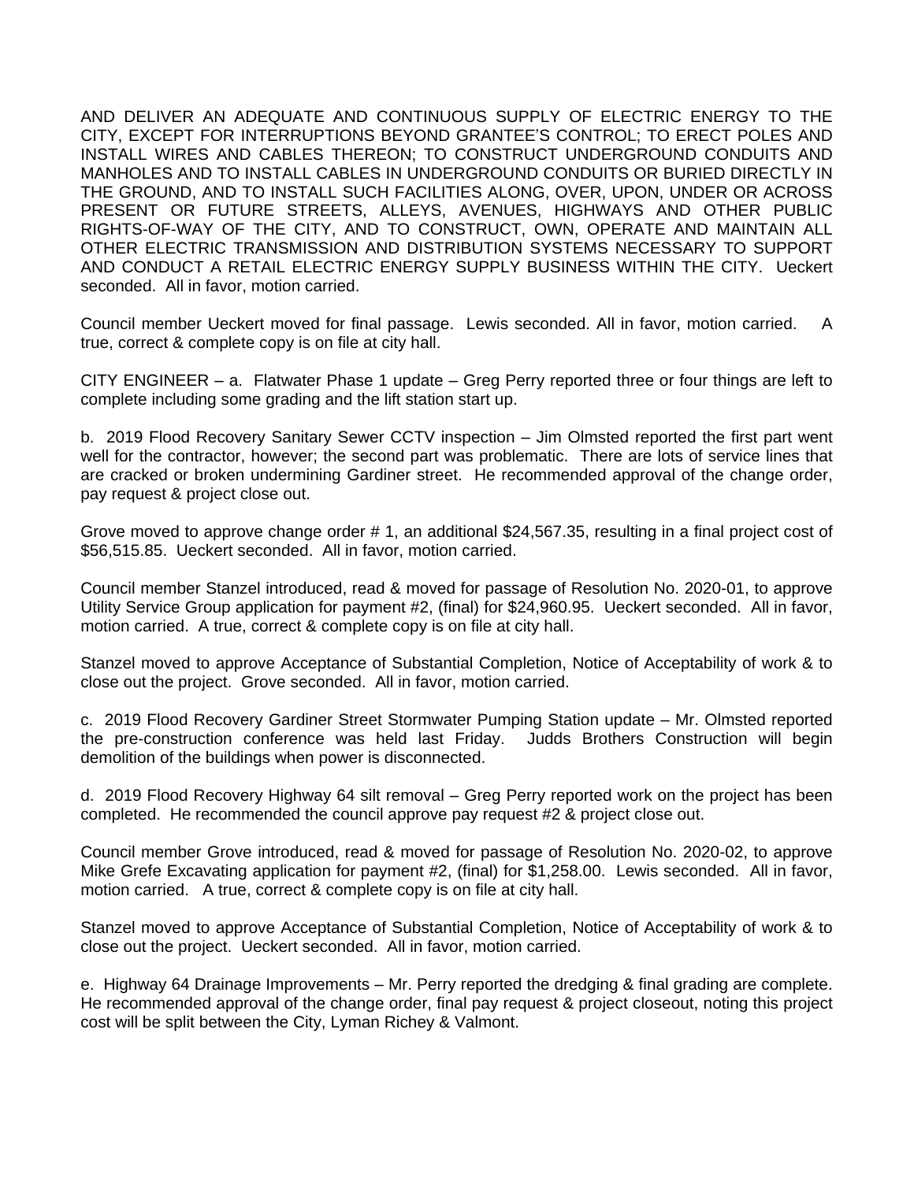AND DELIVER AN ADEQUATE AND CONTINUOUS SUPPLY OF ELECTRIC ENERGY TO THE CITY, EXCEPT FOR INTERRUPTIONS BEYOND GRANTEE'S CONTROL; TO ERECT POLES AND INSTALL WIRES AND CABLES THEREON; TO CONSTRUCT UNDERGROUND CONDUITS AND MANHOLES AND TO INSTALL CABLES IN UNDERGROUND CONDUITS OR BURIED DIRECTLY IN THE GROUND, AND TO INSTALL SUCH FACILITIES ALONG, OVER, UPON, UNDER OR ACROSS PRESENT OR FUTURE STREETS, ALLEYS, AVENUES, HIGHWAYS AND OTHER PUBLIC RIGHTS-OF-WAY OF THE CITY, AND TO CONSTRUCT, OWN, OPERATE AND MAINTAIN ALL OTHER ELECTRIC TRANSMISSION AND DISTRIBUTION SYSTEMS NECESSARY TO SUPPORT AND CONDUCT A RETAIL ELECTRIC ENERGY SUPPLY BUSINESS WITHIN THE CITY. Ueckert seconded. All in favor, motion carried.

Council member Ueckert moved for final passage. Lewis seconded. All in favor, motion carried. A true, correct & complete copy is on file at city hall.

CITY ENGINEER – a. Flatwater Phase 1 update – Greg Perry reported three or four things are left to complete including some grading and the lift station start up.

b. 2019 Flood Recovery Sanitary Sewer CCTV inspection – Jim Olmsted reported the first part went well for the contractor, however; the second part was problematic. There are lots of service lines that are cracked or broken undermining Gardiner street. He recommended approval of the change order, pay request & project close out.

Grove moved to approve change order # 1, an additional $24,567.35, resulting in a final project cost of $56,515.85. Ueckert seconded. All in favor, motion carried.

Council member Stanzel introduced, read & moved for passage of Resolution No. 2020-01, to approve Utility Service Group application for payment #2, (final) for $24,960.95. Ueckert seconded. All in favor, motion carried. A true, correct & complete copy is on file at city hall.

Stanzel moved to approve Acceptance of Substantial Completion, Notice of Acceptability of work & to close out the project. Grove seconded. All in favor, motion carried.

c. 2019 Flood Recovery Gardiner Street Stormwater Pumping Station update – Mr. Olmsted reported the pre-construction conference was held last Friday. Judds Brothers Construction will begin demolition of the buildings when power is disconnected.

d. 2019 Flood Recovery Highway 64 silt removal – Greg Perry reported work on the project has been completed. He recommended the council approve pay request #2 & project close out.

Council member Grove introduced, read & moved for passage of Resolution No. 2020-02, to approve Mike Grefe Excavating application for payment #2, (final) for $1,258.00. Lewis seconded. All in favor, motion carried. A true, correct & complete copy is on file at city hall.

Stanzel moved to approve Acceptance of Substantial Completion, Notice of Acceptability of work & to close out the project. Ueckert seconded. All in favor, motion carried.

e. Highway 64 Drainage Improvements – Mr. Perry reported the dredging & final grading are complete. He recommended approval of the change order, final pay request & project closeout, noting this project cost will be split between the City, Lyman Richey & Valmont.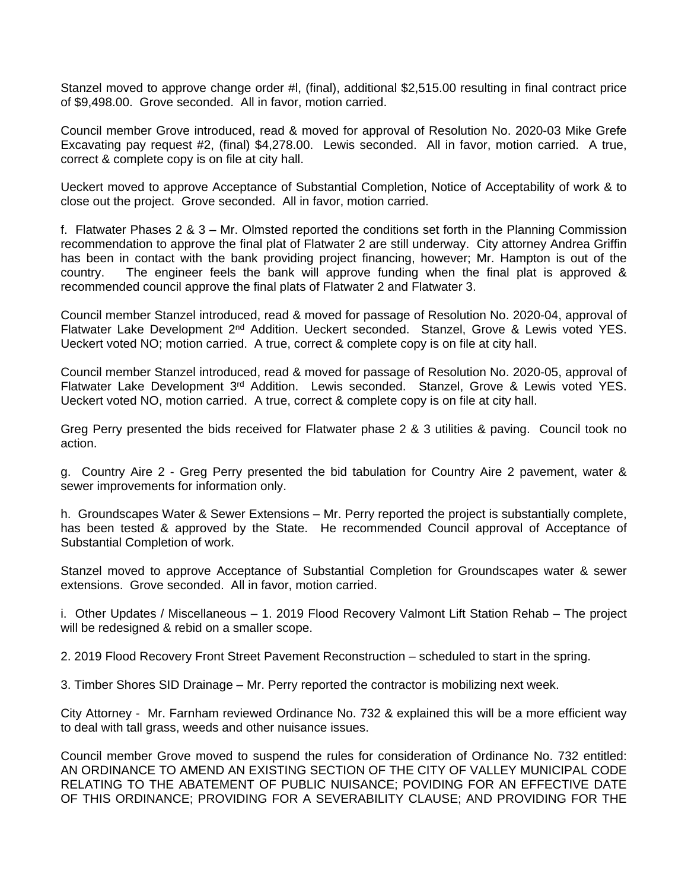Stanzel moved to approve change order #l, (final), additional $2,515.00 resulting in final contract price of $9,498.00. Grove seconded. All in favor, motion carried.

Council member Grove introduced, read & moved for approval of Resolution No. 2020-03 Mike Grefe Excavating pay request #2, (final) $4,278.00. Lewis seconded. All in favor, motion carried. A true, correct & complete copy is on file at city hall.

Ueckert moved to approve Acceptance of Substantial Completion, Notice of Acceptability of work & to close out the project. Grove seconded. All in favor, motion carried.

f. Flatwater Phases 2 & 3 – Mr. Olmsted reported the conditions set forth in the Planning Commission recommendation to approve the final plat of Flatwater 2 are still underway. City attorney Andrea Griffin has been in contact with the bank providing project financing, however; Mr. Hampton is out of the country. The engineer feels the bank will approve funding when the final plat is approved & recommended council approve the final plats of Flatwater 2 and Flatwater 3.

Council member Stanzel introduced, read & moved for passage of Resolution No. 2020-04, approval of Flatwater Lake Development 2nd Addition. Ueckert seconded. Stanzel, Grove & Lewis voted YES. Ueckert voted NO; motion carried. A true, correct & complete copy is on file at city hall.

Council member Stanzel introduced, read & moved for passage of Resolution No. 2020-05, approval of Flatwater Lake Development 3rd Addition. Lewis seconded. Stanzel, Grove & Lewis voted YES. Ueckert voted NO, motion carried. A true, correct & complete copy is on file at city hall.

Greg Perry presented the bids received for Flatwater phase 2 & 3 utilities & paving. Council took no action.

g. Country Aire 2 - Greg Perry presented the bid tabulation for Country Aire 2 pavement, water & sewer improvements for information only.

h. Groundscapes Water & Sewer Extensions – Mr. Perry reported the project is substantially complete, has been tested & approved by the State. He recommended Council approval of Acceptance of Substantial Completion of work.

Stanzel moved to approve Acceptance of Substantial Completion for Groundscapes water & sewer extensions. Grove seconded. All in favor, motion carried.

i. Other Updates / Miscellaneous – 1. 2019 Flood Recovery Valmont Lift Station Rehab – The project will be redesigned & rebid on a smaller scope.

2. 2019 Flood Recovery Front Street Pavement Reconstruction – scheduled to start in the spring.

3. Timber Shores SID Drainage – Mr. Perry reported the contractor is mobilizing next week.

City Attorney - Mr. Farnham reviewed Ordinance No. 732 & explained this will be a more efficient way to deal with tall grass, weeds and other nuisance issues.

Council member Grove moved to suspend the rules for consideration of Ordinance No. 732 entitled: AN ORDINANCE TO AMEND AN EXISTING SECTION OF THE CITY OF VALLEY MUNICIPAL CODE RELATING TO THE ABATEMENT OF PUBLIC NUISANCE; POVIDING FOR AN EFFECTIVE DATE OF THIS ORDINANCE; PROVIDING FOR A SEVERABILITY CLAUSE; AND PROVIDING FOR THE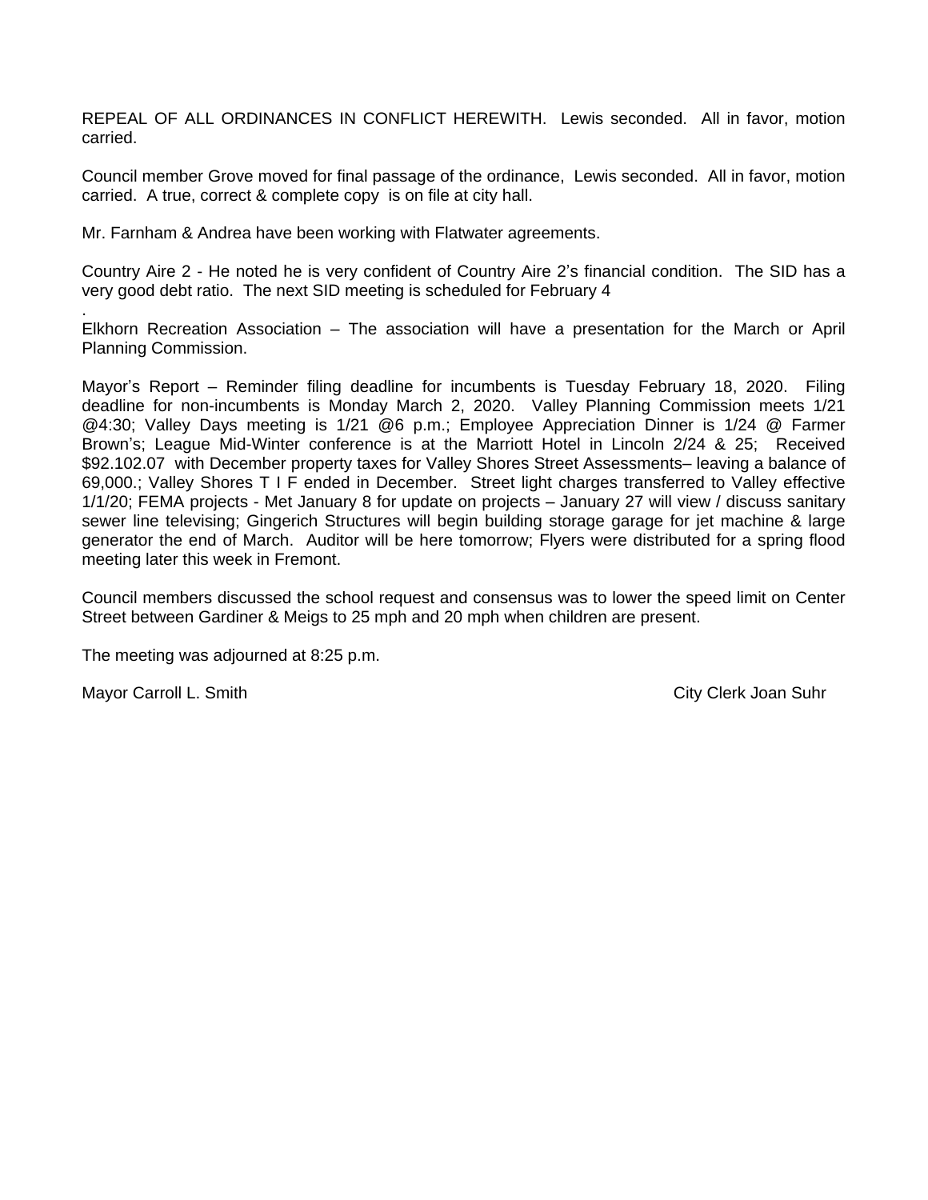REPEAL OF ALL ORDINANCES IN CONFLICT HEREWITH. Lewis seconded. All in favor, motion carried.

Council member Grove moved for final passage of the ordinance, Lewis seconded. All in favor, motion carried. A true, correct & complete copy is on file at city hall.

Mr. Farnham & Andrea have been working with Flatwater agreements.

Country Aire 2 - He noted he is very confident of Country Aire 2's financial condition. The SID has a very good debt ratio. The next SID meeting is scheduled for February 4
.

Elkhorn Recreation Association – The association will have a presentation for the March or April Planning Commission.

Mayor's Report – Reminder filing deadline for incumbents is Tuesday February 18, 2020. Filing deadline for non-incumbents is Monday March 2, 2020. Valley Planning Commission meets 1/21 @4:30; Valley Days meeting is 1/21 @6 p.m.; Employee Appreciation Dinner is 1/24 @ Farmer Brown's; League Mid-Winter conference is at the Marriott Hotel in Lincoln 2/24 & 25; Received $92.102.07 with December property taxes for Valley Shores Street Assessments– leaving a balance of 69,000.; Valley Shores T I F ended in December. Street light charges transferred to Valley effective 1/1/20; FEMA projects - Met January 8 for update on projects – January 27 will view / discuss sanitary sewer line televising; Gingerich Structures will begin building storage garage for jet machine & large generator the end of March. Auditor will be here tomorrow; Flyers were distributed for a spring flood meeting later this week in Fremont.

Council members discussed the school request and consensus was to lower the speed limit on Center Street between Gardiner & Meigs to 25 mph and 20 mph when children are present.

The meeting was adjourned at 8:25 p.m.

Mayor Carroll L. Smith City Clerk Joan Suhr